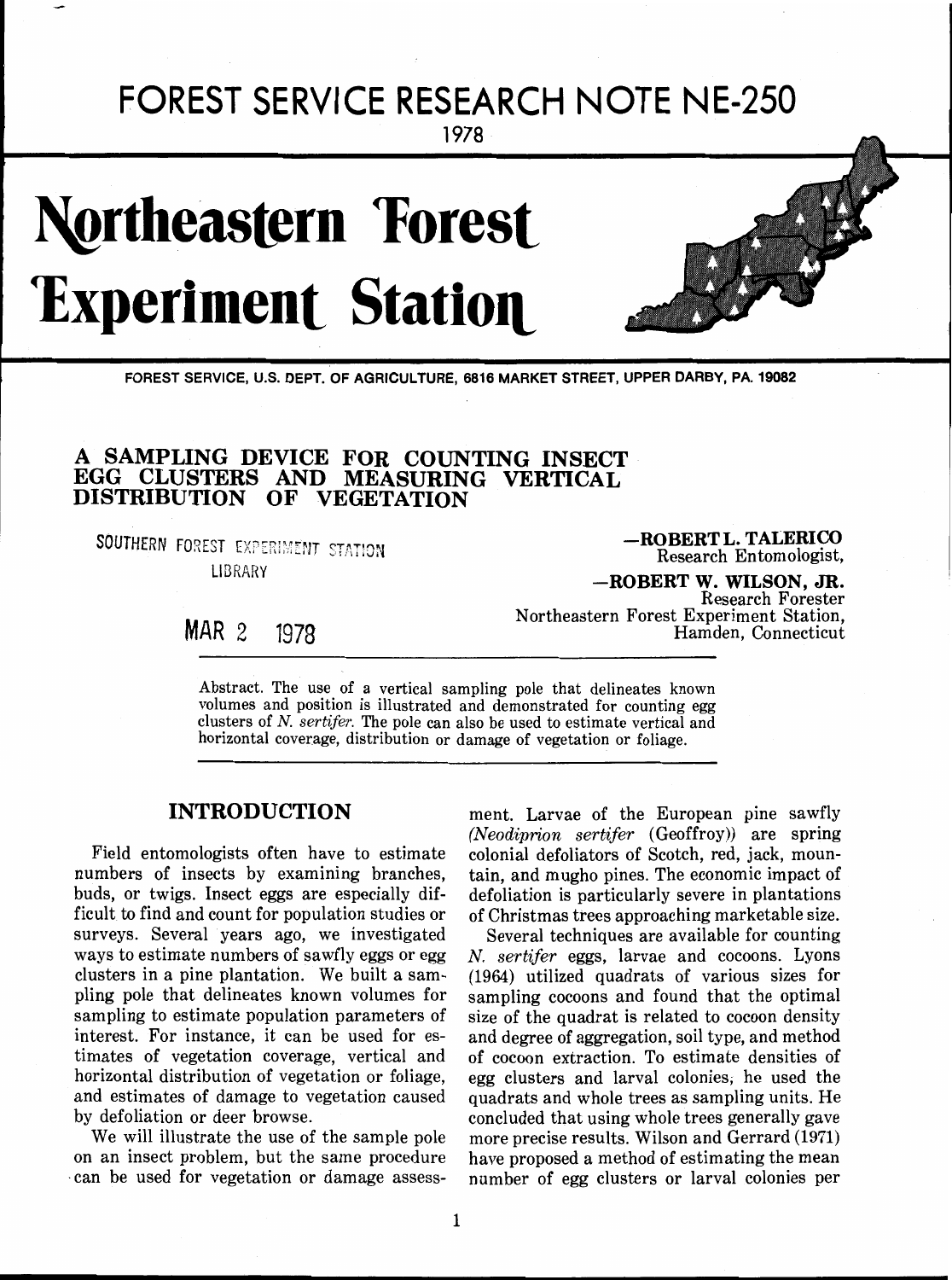# FOREST SERVICE RESEARCH NOTE NE-250

1978

# Northeastern Forest Experiment Station

FOREST SERVICE, U.S. DEPT. OF AGRICULTURE, 6816 MARKET STREET, UPPER DARBY, PA. 19082

## A SAMPLING DEVICE FOR COUNTING INSECT EGG CLUSTERS AND MEASURING VERTICAL DISTRIBUTION OF VEGETATION

SOUTHERN FOREST EXPERIMENT STATION LIBRARY

MAR 2 1978

—**ROBERT L. TALERICO**
Research Entomologist,

—**ROBERT W. WILSON, JR.**
Research Forester
Northeastern Forest Experiment Station,
Hamden, Connecticut

Abstract. The use of a vertical sampling pole that delineates known volumes and position is illustrated and demonstrated for counting egg clusters of *N. sertifer*. The pole can also be used to estimate vertical and horizontal coverage, distribution or damage of vegetation or foliage.

## INTRODUCTION

Field entomologists often have to estimate numbers of insects by examining branches, buds, or twigs. Insect eggs are especially difficult to find and count for population studies or surveys. Several years ago, we investigated ways to estimate numbers of sawfly eggs or egg clusters in a pine plantation. We built a sampling pole that delineates known volumes for sampling to estimate population parameters of interest. For instance, it can be used for estimates of vegetation coverage, vertical and horizontal distribution of vegetation or foliage, and estimates of damage to vegetation caused by defoliation or deer browse.

We will illustrate the use of the sample pole on an insect problem, but the same procedure can be used for vegetation or damage assessment. Larvae of the European pine sawfly (*Neodiprion sertifer* (Geoffroy)) are spring colonial defoliators of Scotch, red, jack, mountain, and mugho pines. The economic impact of defoliation is particularly severe in plantations of Christmas trees approaching marketable size.

Several techniques are available for counting *N. sertifer* eggs, larvae and cocoons. Lyons (1964) utilized quadrats of various sizes for sampling cocoons and found that the optimal size of the quadrat is related to cocoon density and degree of aggregation, soil type, and method of cocoon extraction. To estimate densities of egg clusters and larval colonies, he used the quadrats and whole trees as sampling units. He concluded that using whole trees generally gave more precise results. Wilson and Gerrard (1971) have proposed a method of estimating the mean number of egg clusters or larval colonies per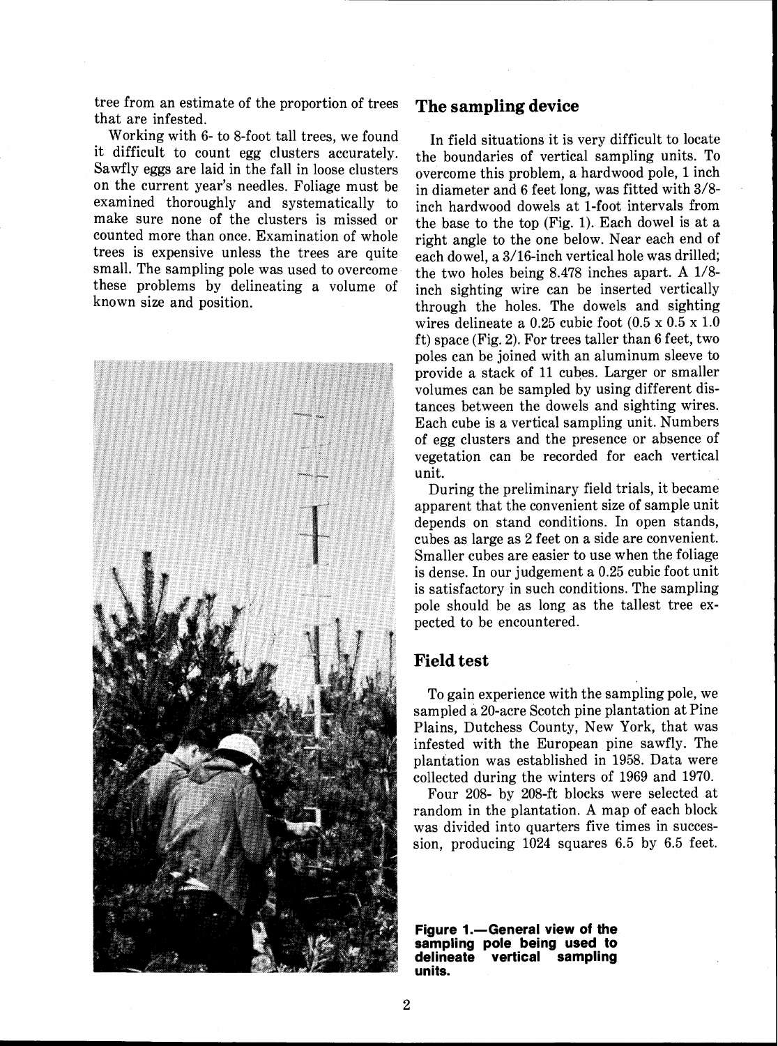tree from an estimate of the proportion of trees that are infested.

Working with 6- to 8-foot tall trees, we found it difficult to count egg clusters accurately. Sawfly eggs are laid in the fall in loose clusters on the current year's needles. Foliage must be examined thoroughly and systematically to make sure none of the clusters is missed or counted more than once. Examination of whole trees is expensive unless the trees are quite small. The sampling pole was used to overcome these problems by delineating a volume of known size and position.

**Figure 1.—General view of the sampling pole being used to delineate vertical sampling units.**

## The sampling device

In field situations it is very difficult to locate the boundaries of vertical sampling units. To overcome this problem, a hardwood pole, 1 inch in diameter and 6 feet long, was fitted with 3/8-inch hardwood dowels at 1-foot intervals from the base to the top (Fig. 1). Each dowel is at a right angle to the one below. Near each end of each dowel, a 3/16-inch vertical hole was drilled; the two holes being 8.478 inches apart. A 1/8-inch sighting wire can be inserted vertically through the holes. The dowels and sighting wires delineate a 0.25 cubic foot (0.5 x 0.5 x 1.0 ft) space (Fig. 2). For trees taller than 6 feet, two poles can be joined with an aluminum sleeve to provide a stack of 11 cubes. Larger or smaller volumes can be sampled by using different distances between the dowels and sighting wires. Each cube is a vertical sampling unit. Numbers of egg clusters and the presence or absence of vegetation can be recorded for each vertical unit.

During the preliminary field trials, it became apparent that the convenient size of sample unit depends on stand conditions. In open stands, cubes as large as 2 feet on a side are convenient. Smaller cubes are easier to use when the foliage is dense. In our judgement a 0.25 cubic foot unit is satisfactory in such conditions. The sampling pole should be as long as the tallest tree expected to be encountered.

## Field test

To gain experience with the sampling pole, we sampled a 20-acre Scotch pine plantation at Pine Plains, Dutchess County, New York, that was infested with the European pine sawfly. The plantation was established in 1958. Data were collected during the winters of 1969 and 1970.

Four 208- by 208-ft blocks were selected at random in the plantation. A map of each block was divided into quarters five times in succession, producing 1024 squares 6.5 by 6.5 feet.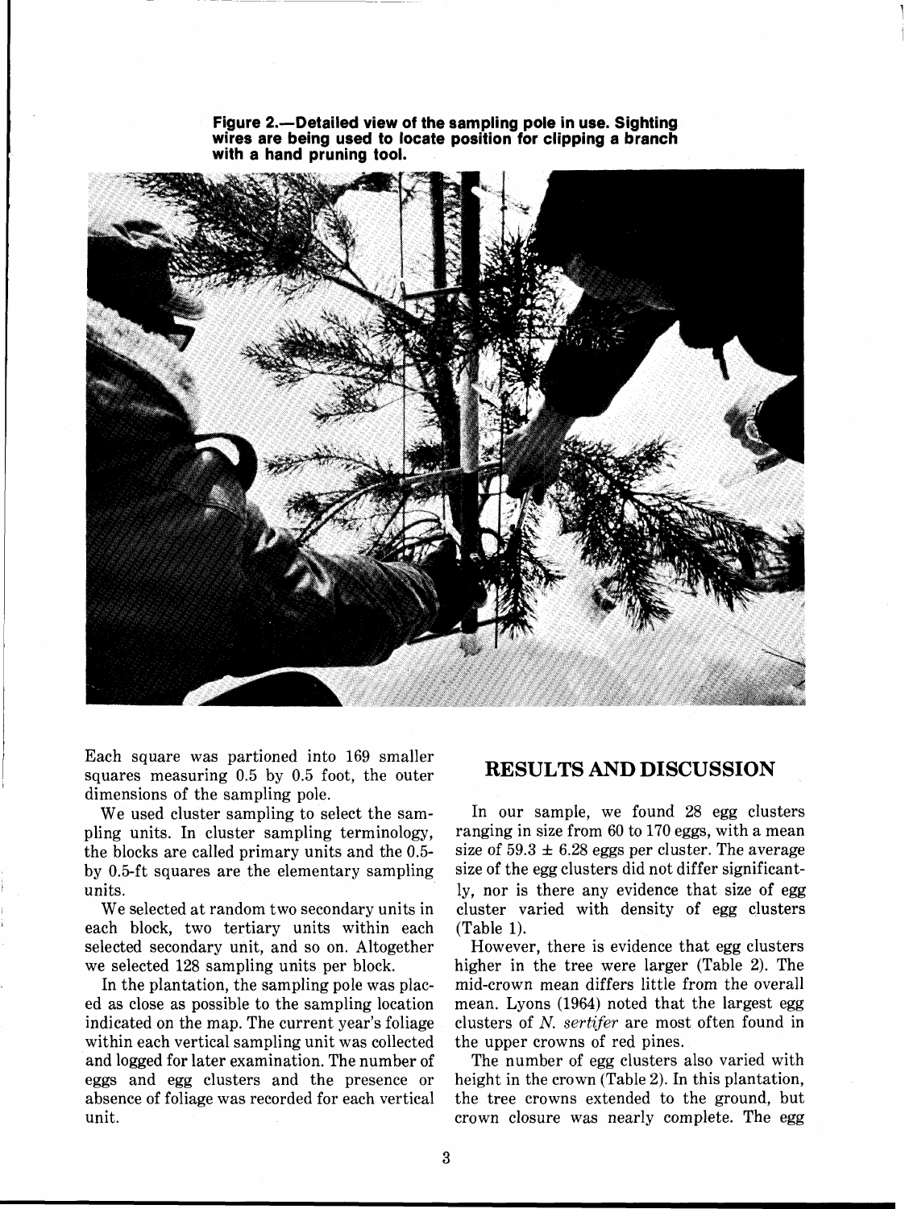Figure 2.—Detailed view of the sampling pole in use. Sighting wires are being used to locate position for clipping a branch with a hand pruning tool.

Each square was partioned into 169 smaller squares measuring 0.5 by 0.5 foot, the outer dimensions of the sampling pole.

We used cluster sampling to select the sampling units. In cluster sampling terminology, the blocks are called primary units and the 0.5- by 0.5-ft squares are the elementary sampling units.

We selected at random two secondary units in each block, two tertiary units within each selected secondary unit, and so on. Altogether we selected 128 sampling units per block.

In the plantation, the sampling pole was placed as close as possible to the sampling location indicated on the map. The current year's foliage within each vertical sampling unit was collected and logged for later examination. The number of eggs and egg clusters and the presence or absence of foliage was recorded for each vertical unit.

## RESULTS AND DISCUSSION

In our sample, we found 28 egg clusters ranging in size from 60 to 170 eggs, with a mean size of $59.3 \pm 6.28$ eggs per cluster. The average size of the egg clusters did not differ significantly, nor is there any evidence that size of egg cluster varied with density of egg clusters (Table 1).

However, there is evidence that egg clusters higher in the tree were larger (Table 2). The mid-crown mean differs little from the overall mean. Lyons (1964) noted that the largest egg clusters of *N. sertifer* are most often found in the upper crowns of red pines.

The number of egg clusters also varied with height in the crown (Table 2). In this plantation, the tree crowns extended to the ground, but crown closure was nearly complete. The egg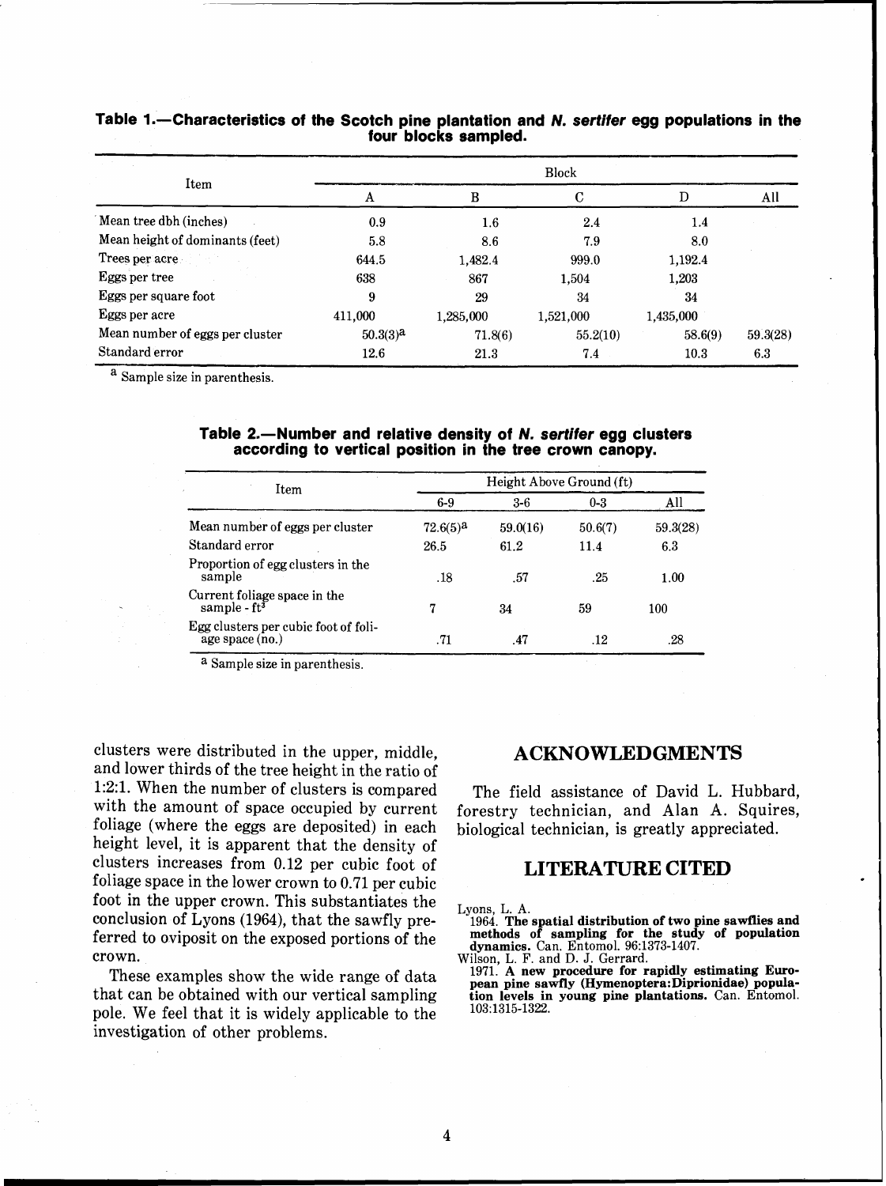**Table 1.—Characteristics of the Scotch pine plantation and *N. sertifer* egg populations in the four blocks sampled.**

| Item | Block | | | | |
|---|---|---|---|---|---|
| | A | B | C | D | All |
| Mean tree dbh (inches) | 0.9 | 1.6 | 2.4 | 1.4 | |
| Mean height of dominants (feet) | 5.8 | 8.6 | 7.9 | 8.0 | |
| Trees per acre | 644.5 | 1,482.4 | 999.0 | 1,192.4 | |
| Eggs per tree | 638 | 867 | 1,504 | 1,203 | |
| Eggs per square foot | 9 | 29 | 34 | 34 | |
| Eggs per acre | 411,000 | 1,285,000 | 1,521,000 | 1,435,000 | |
| Mean number of eggs per cluster | 50.3(3)[a] | 71.8(6) | 55.2(10) | 58.6(9) | 59.3(28) |
| Standard error | 12.6 | 21.3 | 7.4 | 10.3 | 6.3 |

[a] Sample size in parenthesis.

**Table 2.—Number and relative density of *N. sertifer* egg clusters according to vertical position in the tree crown canopy.**

| Item | Height Above Ground (ft) | | | |
|---|---|---|---|---|
| | 6-9 | 3-6 | 0-3 | All |
| Mean number of eggs per cluster | 72.6(5)[a] | 59.0(16) | 50.6(7) | 59.3(28) |
| Standard error | 26.5 | 61.2 | 11.4 | 6.3 |
| Proportion of egg clusters in the sample | .18 | .57 | .25 | 1.00 |
| Current foliage space in the sample - $ft^3$ | 7 | 34 | 59 | 100 |
| Egg clusters per cubic foot of foliage space (no.) | .71 | .47 | .12 | .28 |

[a] Sample size in parenthesis.

clusters were distributed in the upper, middle, and lower thirds of the tree height in the ratio of 1:2:1. When the number of clusters is compared with the amount of space occupied by current foliage (where the eggs are deposited) in each height level, it is apparent that the density of clusters increases from 0.12 per cubic foot of foliage space in the lower crown to 0.71 per cubic foot in the upper crown. This substantiates the conclusion of Lyons (1964), that the sawfly preferred to oviposit on the exposed portions of the crown.

These examples show the wide range of data that can be obtained with our vertical sampling pole. We feel that it is widely applicable to the investigation of other problems.

## ACKNOWLEDGMENTS

The field assistance of David L. Hubbard, forestry technician, and Alan A. Squires, biological technician, is greatly appreciated.

## LITERATURE CITED

Lyons, L. A.
1964. **The spatial distribution of two pine sawflies and methods of sampling for the study of population dynamics.** Can. Entomol. 96:1373-1407.

Wilson, L. F. and D. J. Gerrard.
1971. **A new procedure for rapidly estimating European pine sawfly (Hymenoptera:Diprionidae) population levels in young pine plantations.** Can. Entomol. 103:1315-1322.